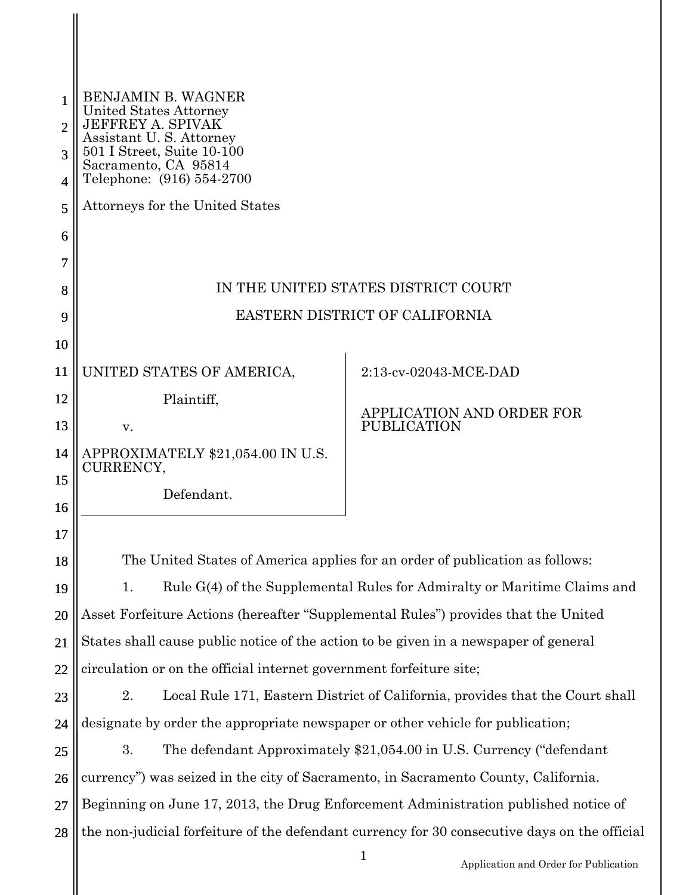BENJAMIN B. WAGNER
United States Attorney
JEFFREY A. SPIVAK
Assistant U. S. Attorney
501 I Street, Suite 10-100
Sacramento, CA 95814
Telephone: (916) 554-2700

Attorneys for the United States

IN THE UNITED STATES DISTRICT COURT

EASTERN DISTRICT OF CALIFORNIA

| | |
|---|---|
| UNITED STATES OF AMERICA,<br><br>Plaintiff,<br><br>v.<br><br>APPROXIMATELY $21,054.00 IN U.S. CURRENCY,<br><br>Defendant. | 2:13-cv-02043-MCE-DAD<br><br>APPLICATION AND ORDER FOR PUBLICATION |

The United States of America applies for an order of publication as follows:

1. Rule G(4) of the Supplemental Rules for Admiralty or Maritime Claims and Asset Forfeiture Actions (hereafter "Supplemental Rules") provides that the United States shall cause public notice of the action to be given in a newspaper of general circulation or on the official internet government forfeiture site;

2. Local Rule 171, Eastern District of California, provides that the Court shall designate by order the appropriate newspaper or other vehicle for publication;

3. The defendant Approximately $21,054.00 in U.S. Currency ("defendant currency") was seized in the city of Sacramento, in Sacramento County, California. Beginning on June 17, 2013, the Drug Enforcement Administration published notice of the non-judicial forfeiture of the defendant currency for 30 consecutive days on the official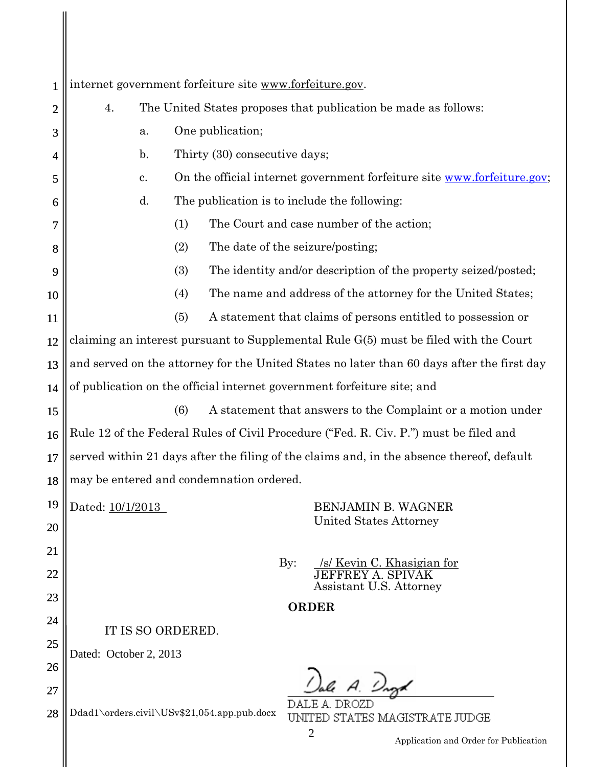internet government forfeiture site www.forfeiture.gov.

4. The United States proposes that publication be made as follows:

   a. One publication;

   b. Thirty (30) consecutive days;

   c. On the official internet government forfeiture site www.forfeiture.gov;

   d. The publication is to include the following:

      (1) The Court and case number of the action;

      (2) The date of the seizure/posting;

      (3) The identity and/or description of the property seized/posted;

      (4) The name and address of the attorney for the United States;

      (5) A statement that claims of persons entitled to possession or claiming an interest pursuant to Supplemental Rule G(5) must be filed with the Court and served on the attorney for the United States no later than 60 days after the first day of publication on the official internet government forfeiture site; and

      (6) A statement that answers to the Complaint or a motion under Rule 12 of the Federal Rules of Civil Procedure ("Fed. R. Civ. P.") must be filed and served within 21 days after the filing of the claims and, in the absence thereof, default may be entered and condemnation ordered.

Dated: 10/1/2013

BENJAMIN B. WAGNER
United States Attorney

By: /s/ Kevin C. Khasigian for
JEFFREY A. SPIVAK
Assistant U.S. Attorney

**ORDER**

IT IS SO ORDERED.

Dated: October 2, 2013

DALE A. DROZD
UNITED STATES MAGISTRATE JUDGE

Ddad1\orders.civil\USv$21,054.app.pub.docx